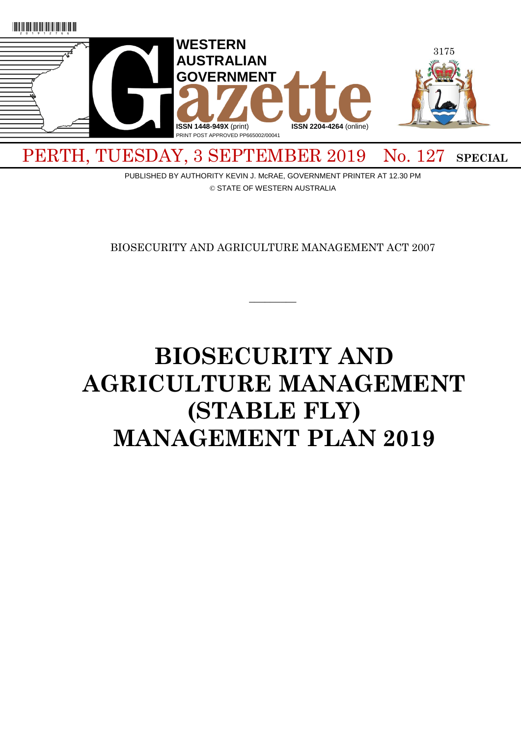# WESTERN AUSTRALIAN GOVERNMENT Gazette

ISSN 1448-949X (print) ISSN 2204-4264 (online)

PRINT POST APPROVED PP665002/00041

PERTH, TUESDAY, 3 SEPTEMBER 2019 No. 127 **SPECIAL**

PUBLISHED BY AUTHORITY KEVIN J. McRAE, GOVERNMENT PRINTER AT 12.30 PM

© STATE OF WESTERN AUSTRALIA

BIOSECURITY AND AGRICULTURE MANAGEMENT ACT 2007

---

# BIOSECURITY AND AGRICULTURE MANAGEMENT (STABLE FLY) MANAGEMENT PLAN 2019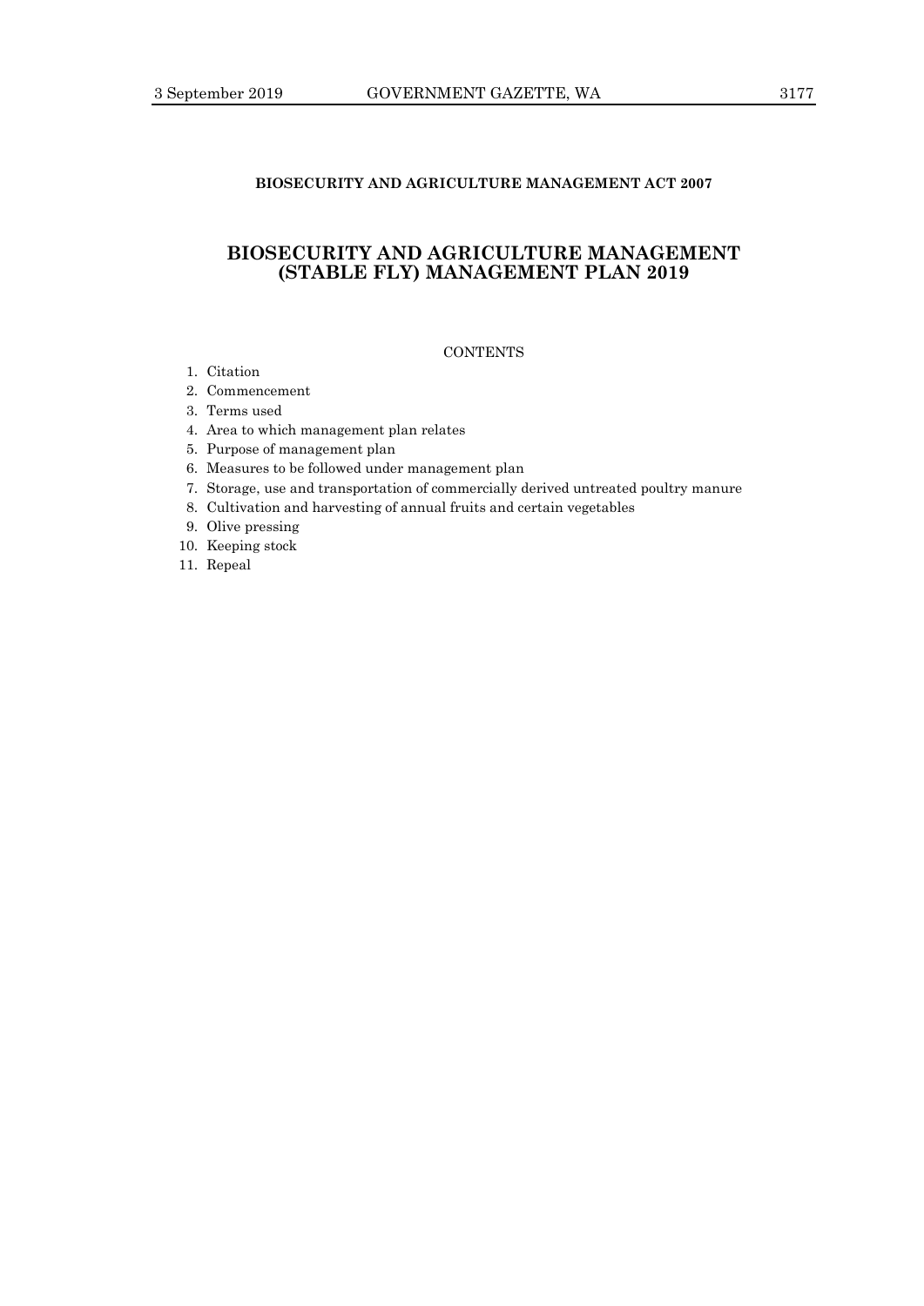**BIOSECURITY AND AGRICULTURE MANAGEMENT ACT 2007**

# BIOSECURITY AND AGRICULTURE MANAGEMENT (STABLE FLY) MANAGEMENT PLAN 2019

CONTENTS

1. Citation
2. Commencement
3. Terms used
4. Area to which management plan relates
5. Purpose of management plan
6. Measures to be followed under management plan
7. Storage, use and transportation of commercially derived untreated poultry manure
8. Cultivation and harvesting of annual fruits and certain vegetables
9. Olive pressing
10. Keeping stock
11. Repeal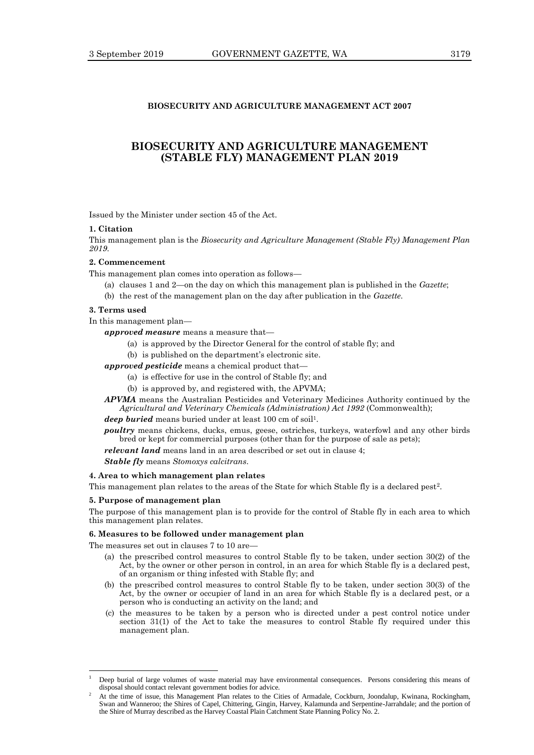**BIOSECURITY AND AGRICULTURE MANAGEMENT ACT 2007**

# BIOSECURITY AND AGRICULTURE MANAGEMENT (STABLE FLY) MANAGEMENT PLAN 2019

Issued by the Minister under section 45 of the Act.

**1. Citation**

This management plan is the *Biosecurity and Agriculture Management (Stable Fly) Management Plan 2019*.

**2. Commencement**

This management plan comes into operation as follows—

(a) clauses 1 and 2—on the day on which this management plan is published in the *Gazette*;

(b) the rest of the management plan on the day after publication in the *Gazette*.

**3. Terms used**

In this management plan—

***approved measure*** means a measure that—

(a) is approved by the Director General for the control of stable fly; and

(b) is published on the department's electronic site.

***approved pesticide*** means a chemical product that—

(a) is effective for use in the control of Stable fly; and

(b) is approved by, and registered with, the APVMA;

***APVMA*** means the Australian Pesticides and Veterinary Medicines Authority continued by the *Agricultural and Veterinary Chemicals (Administration) Act 1992* (Commonwealth);

***deep buried*** means buried under at least 100 cm of soil[1].

***poultry*** means chickens, ducks, emus, geese, ostriches, turkeys, waterfowl and any other birds bred or kept for commercial purposes (other than for the purpose of sale as pets);

***relevant land*** means land in an area described or set out in clause 4;

***Stable fly*** means *Stomoxys calcitrans*.

**4. Area to which management plan relates**

This management plan relates to the areas of the State for which Stable fly is a declared pest[2].

**5. Purpose of management plan**

The purpose of this management plan is to provide for the control of Stable fly in each area to which this management plan relates.

**6. Measures to be followed under management plan**

The measures set out in clauses 7 to 10 are—

(a) the prescribed control measures to control Stable fly to be taken, under section 30(2) of the Act, by the owner or other person in control, in an area for which Stable fly is a declared pest, of an organism or thing infested with Stable fly; and

(b) the prescribed control measures to control Stable fly to be taken, under section 30(3) of the Act, by the owner or occupier of land in an area for which Stable fly is a declared pest, or a person who is conducting an activity on the land; and

(c) the measures to be taken by a person who is directed under a pest control notice under section 31(1) of the Act to take the measures to control Stable fly required under this management plan.

---

[1] Deep burial of large volumes of waste material may have environmental consequences. Persons considering this means of disposal should contact relevant government bodies for advice.

[2] At the time of issue, this Management Plan relates to the Cities of Armadale, Cockburn, Joondalup, Kwinana, Rockingham, Swan and Wanneroo; the Shires of Capel, Chittering, Gingin, Harvey, Kalamunda and Serpentine-Jarrahdale; and the portion of the Shire of Murray described as the Harvey Coastal Plain Catchment State Planning Policy No. 2.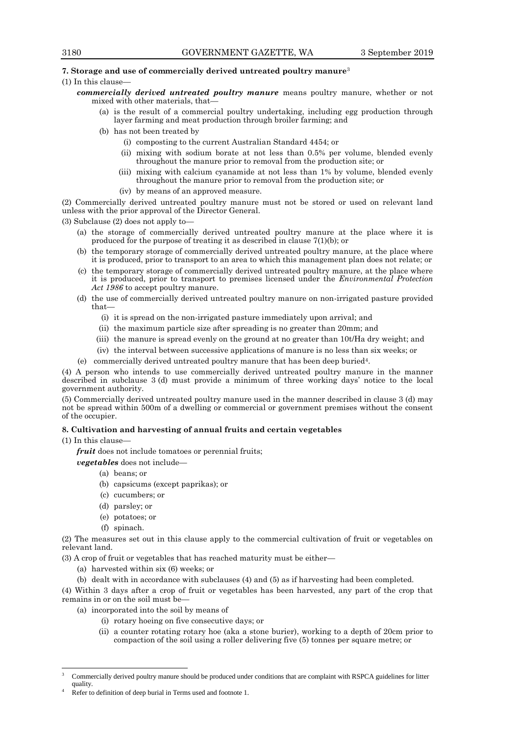**7. Storage and use of commercially derived untreated poultry manure**[3]

(1) In this clause—

***commercially derived untreated poultry manure*** means poultry manure, whether or not mixed with other materials, that—

- (a) is the result of a commercial poultry undertaking, including egg production through layer farming and meat production through broiler farming; and
- (b) has not been treated by
  - (i) composting to the current Australian Standard 4454; or
  - (ii) mixing with sodium borate at not less than 0.5% per volume, blended evenly throughout the manure prior to removal from the production site; or
  - (iii) mixing with calcium cyanamide at not less than 1% by volume, blended evenly throughout the manure prior to removal from the production site; or
  - (iv) by means of an approved measure.

(2) Commercially derived untreated poultry manure must not be stored or used on relevant land unless with the prior approval of the Director General.

(3) Subclause (2) does not apply to—

- (a) the storage of commercially derived untreated poultry manure at the place where it is produced for the purpose of treating it as described in clause 7(1)(b); or
- (b) the temporary storage of commercially derived untreated poultry manure, at the place where it is produced, prior to transport to an area to which this management plan does not relate; or
- (c) the temporary storage of commercially derived untreated poultry manure, at the place where it is produced, prior to transport to premises licensed under the *Environmental Protection Act 1986* to accept poultry manure.
- (d) the use of commercially derived untreated poultry manure on non-irrigated pasture provided that—
  - (i) it is spread on the non-irrigated pasture immediately upon arrival; and
  - (ii) the maximum particle size after spreading is no greater than 20mm; and
  - (iii) the manure is spread evenly on the ground at no greater than 10t/Ha dry weight; and
  - (iv) the interval between successive applications of manure is no less than six weeks; or
- (e) commercially derived untreated poultry manure that has been deep buried[4].

(4) A person who intends to use commercially derived untreated poultry manure in the manner described in subclause 3 (d) must provide a minimum of three working days' notice to the local government authority.

(5) Commercially derived untreated poultry manure used in the manner described in clause 3 (d) may not be spread within 500m of a dwelling or commercial or government premises without the consent of the occupier.

**8. Cultivation and harvesting of annual fruits and certain vegetables**

(1) In this clause—

***fruit*** does not include tomatoes or perennial fruits;

***vegetables*** does not include—

- (a) beans; or
- (b) capsicums (except paprikas); or
- (c) cucumbers; or
- (d) parsley; or
- (e) potatoes; or
- (f) spinach.

(2) The measures set out in this clause apply to the commercial cultivation of fruit or vegetables on relevant land.

(3) A crop of fruit or vegetables that has reached maturity must be either—

- (a) harvested within six (6) weeks; or
- (b) dealt with in accordance with subclauses (4) and (5) as if harvesting had been completed.

(4) Within 3 days after a crop of fruit or vegetables has been harvested, any part of the crop that remains in or on the soil must be—

- (a) incorporated into the soil by means of
  - (i) rotary hoeing on five consecutive days; or
  - (ii) a counter rotating rotary hoe (aka a stone burier), working to a depth of 20cm prior to compaction of the soil using a roller delivering five (5) tonnes per square metre; or

---

[3] Commercially derived poultry manure should be produced under conditions that are complaint with RSPCA guidelines for litter quality.

[4] Refer to definition of deep burial in Terms used and footnote 1.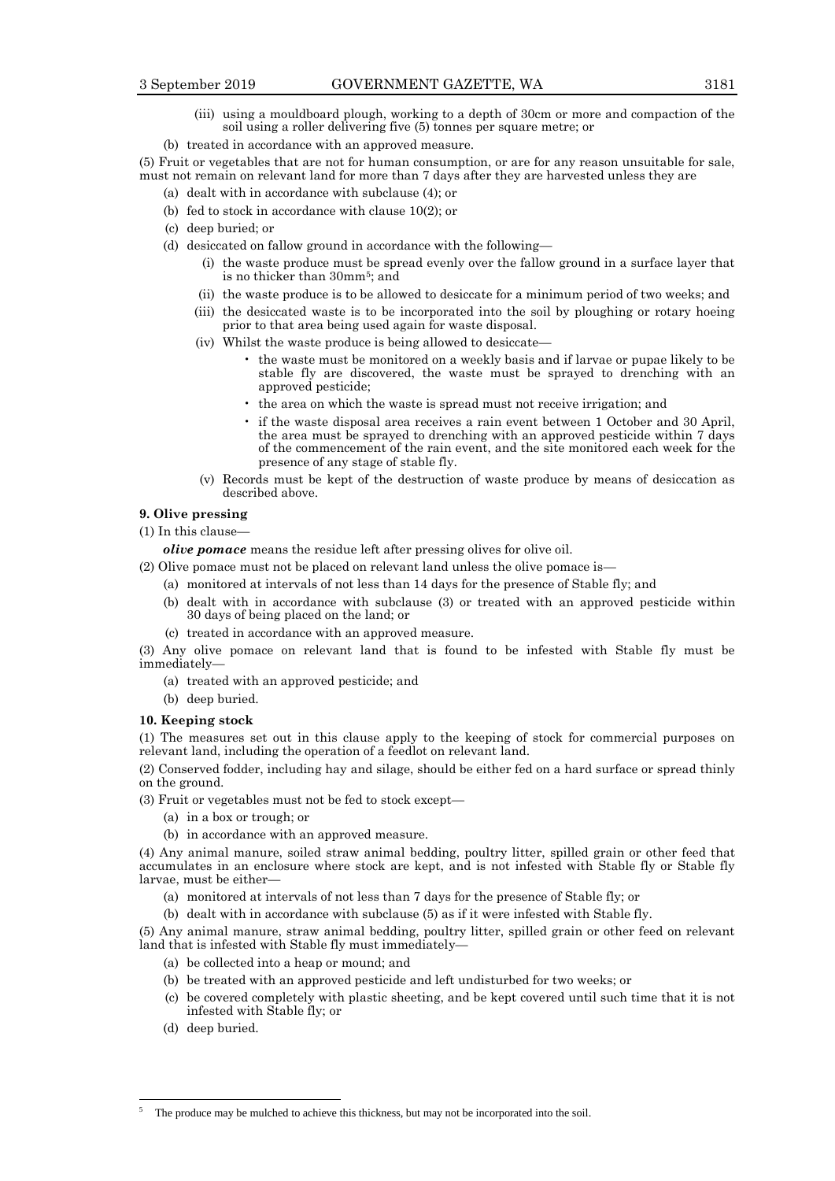(iii) using a mouldboard plough, working to a depth of 30cm or more and compaction of the soil using a roller delivering five (5) tonnes per square metre; or

(b) treated in accordance with an approved measure.

(5) Fruit or vegetables that are not for human consumption, or are for any reason unsuitable for sale, must not remain on relevant land for more than 7 days after they are harvested unless they are

(a) dealt with in accordance with subclause (4); or

(b) fed to stock in accordance with clause 10(2); or

(c) deep buried; or

(d) desiccated on fallow ground in accordance with the following—

(i) the waste produce must be spread evenly over the fallow ground in a surface layer that is no thicker than 30mm[5]; and

(ii) the waste produce is to be allowed to desiccate for a minimum period of two weeks; and

(iii) the desiccated waste is to be incorporated into the soil by ploughing or rotary hoeing prior to that area being used again for waste disposal.

(iv) Whilst the waste produce is being allowed to desiccate—

- the waste must be monitored on a weekly basis and if larvae or pupae likely to be stable fly are discovered, the waste must be sprayed to drenching with an approved pesticide;
- the area on which the waste is spread must not receive irrigation; and
- if the waste disposal area receives a rain event between 1 October and 30 April, the area must be sprayed to drenching with an approved pesticide within 7 days of the commencement of the rain event, and the site monitored each week for the presence of any stage of stable fly.

(v) Records must be kept of the destruction of waste produce by means of desiccation as described above.

**9. Olive pressing**

(1) In this clause—

***olive pomace*** means the residue left after pressing olives for olive oil.

(2) Olive pomace must not be placed on relevant land unless the olive pomace is—

(a) monitored at intervals of not less than 14 days for the presence of Stable fly; and

(b) dealt with in accordance with subclause (3) or treated with an approved pesticide within 30 days of being placed on the land; or

(c) treated in accordance with an approved measure.

(3) Any olive pomace on relevant land that is found to be infested with Stable fly must be immediately—

(a) treated with an approved pesticide; and

(b) deep buried.

**10. Keeping stock**

(1) The measures set out in this clause apply to the keeping of stock for commercial purposes on relevant land, including the operation of a feedlot on relevant land.

(2) Conserved fodder, including hay and silage, should be either fed on a hard surface or spread thinly on the ground.

(3) Fruit or vegetables must not be fed to stock except—

(a) in a box or trough; or

(b) in accordance with an approved measure.

(4) Any animal manure, soiled straw animal bedding, poultry litter, spilled grain or other feed that accumulates in an enclosure where stock are kept, and is not infested with Stable fly or Stable fly larvae, must be either—

(a) monitored at intervals of not less than 7 days for the presence of Stable fly; or

(b) dealt with in accordance with subclause (5) as if it were infested with Stable fly.

(5) Any animal manure, straw animal bedding, poultry litter, spilled grain or other feed on relevant land that is infested with Stable fly must immediately—

(a) be collected into a heap or mound; and

(b) be treated with an approved pesticide and left undisturbed for two weeks; or

(c) be covered completely with plastic sheeting, and be kept covered until such time that it is not infested with Stable fly; or

(d) deep buried.

---

[5] The produce may be mulched to achieve this thickness, but may not be incorporated into the soil.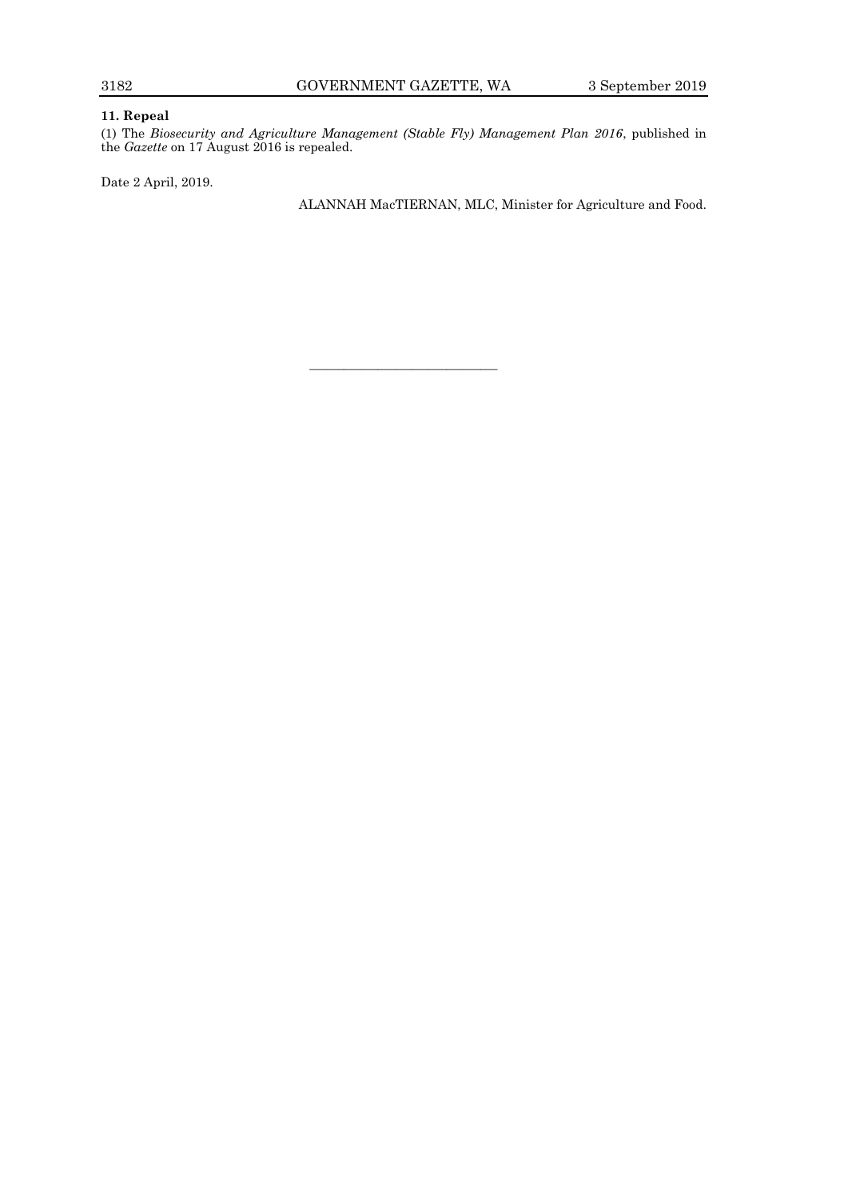**11. Repeal**

(1) The *Biosecurity and Agriculture Management (Stable Fly) Management Plan 2016*, published in the *Gazette* on 17 August 2016 is repealed.

Date 2 April, 2019.

ALANNAH MacTIERNAN, MLC, Minister for Agriculture and Food.

---